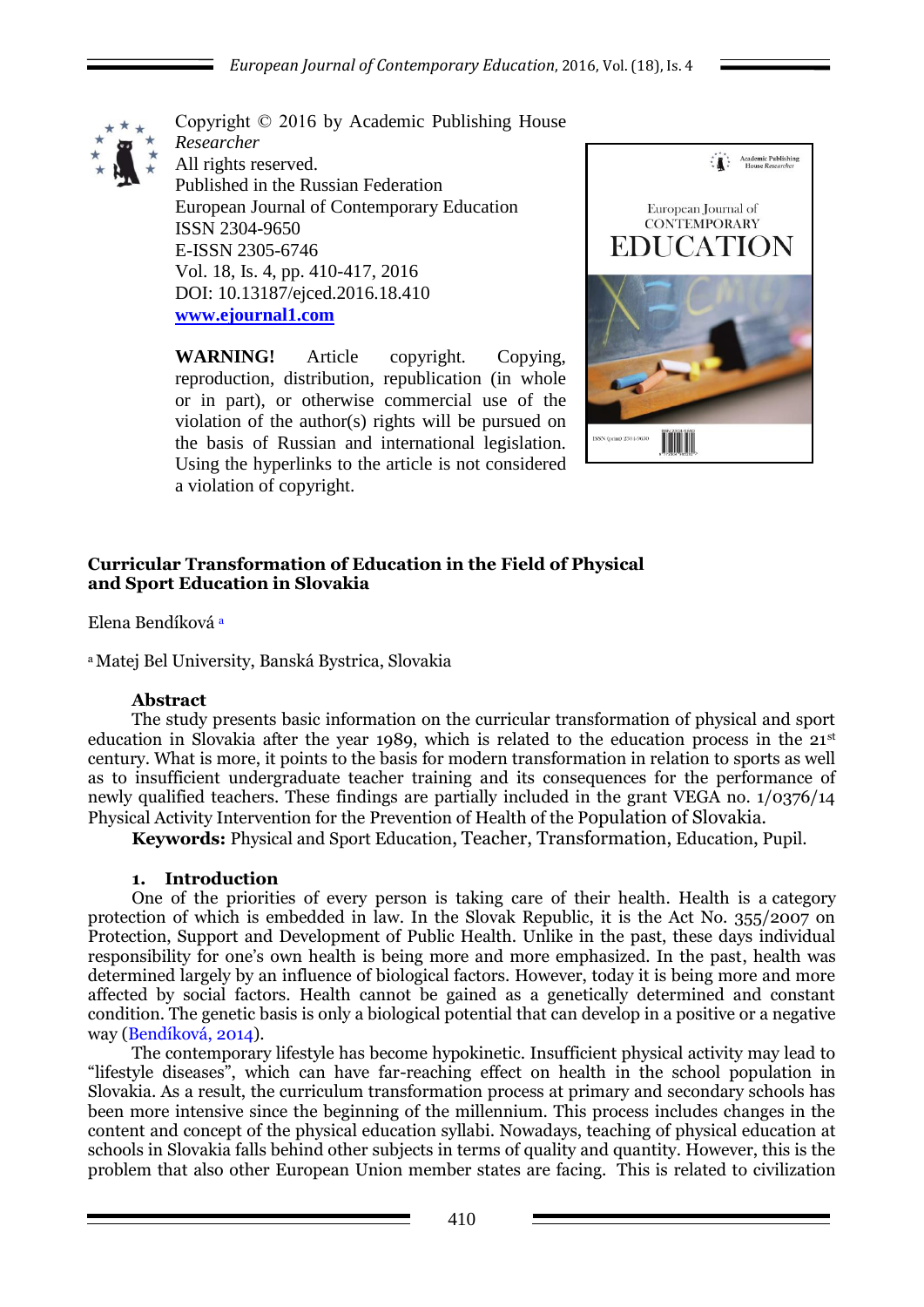Copyright © 2016 by Academic Publishing House *Researcher*
All rights reserved.
Published in the Russian Federation
European Journal of Contemporary Education
ISSN 2304-9650
E-ISSN 2305-6746
Vol. 18, Is. 4, pp. 410-417, 2016
DOI: 10.13187/ejced.2016.18.410
**www.ejournal1.com**

**WARNING!** Article copyright. Copying, reproduction, distribution, republication (in whole or in part), or otherwise commercial use of the violation of the author(s) rights will be pursued on the basis of Russian and international legislation. Using the hyperlinks to the article is not considered a violation of copyright.

# Curricular Transformation of Education in the Field of Physical and Sport Education in Slovakia

Elena Bendíková [a]

[a] Matej Bel University, Banská Bystrica, Slovakia

## Abstract

The study presents basic information on the curricular transformation of physical and sport education in Slovakia after the year 1989, which is related to the education process in the 21st century. What is more, it points to the basis for modern transformation in relation to sports as well as to insufficient undergraduate teacher training and its consequences for the performance of newly qualified teachers. These findings are partially included in the grant VEGA no. 1/0376/14 Physical Activity Intervention for the Prevention of Health of the Population of Slovakia.

**Keywords:** Physical and Sport Education, Teacher, Transformation, Education, Pupil.

## 1. Introduction

One of the priorities of every person is taking care of their health. Health is a category protection of which is embedded in law. In the Slovak Republic, it is the Act No. 355/2007 on Protection, Support and Development of Public Health. Unlike in the past, these days individual responsibility for one's own health is being more and more emphasized. In the past, health was determined largely by an influence of biological factors. However, today it is being more and more affected by social factors. Health cannot be gained as a genetically determined and constant condition. The genetic basis is only a biological potential that can develop in a positive or a negative way (Bendíková, 2014).

The contemporary lifestyle has become hypokinetic. Insufficient physical activity may lead to "lifestyle diseases", which can have far-reaching effect on health in the school population in Slovakia. As a result, the curriculum transformation process at primary and secondary schools has been more intensive since the beginning of the millennium. This process includes changes in the content and concept of the physical education syllabi. Nowadays, teaching of physical education at schools in Slovakia falls behind other subjects in terms of quality and quantity. However, this is the problem that also other European Union member states are facing. This is related to civilization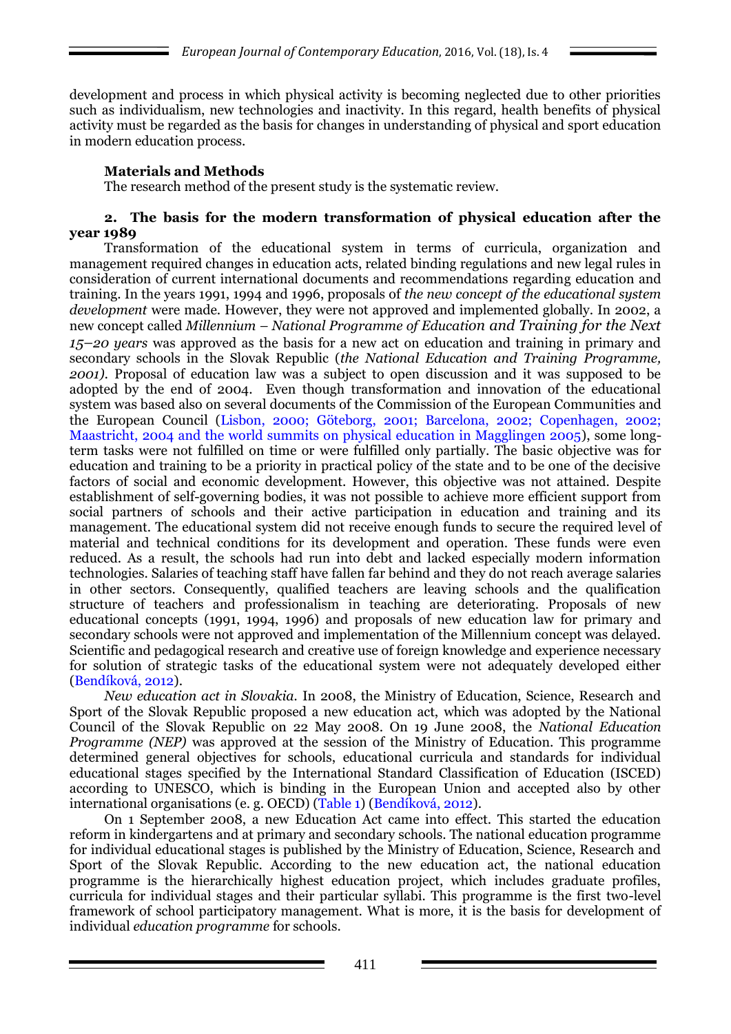development and process in which physical activity is becoming neglected due to other priorities such as individualism, new technologies and inactivity. In this regard, health benefits of physical activity must be regarded as the basis for changes in understanding of physical and sport education in modern education process.

**Materials and Methods**

The research method of the present study is the systematic review.

## 2. The basis for the modern transformation of physical education after the year 1989

Transformation of the educational system in terms of curricula, organization and management required changes in education acts, related binding regulations and new legal rules in consideration of current international documents and recommendations regarding education and training. In the years 1991, 1994 and 1996, proposals of *the new concept of the educational system development* were made. However, they were not approved and implemented globally. In 2002, a new concept called *Millennium – National Programme of Education and Training for the Next 15–20 years* was approved as the basis for a new act on education and training in primary and secondary schools in the Slovak Republic (*the National Education and Training Programme, 2001)*. Proposal of education law was a subject to open discussion and it was supposed to be adopted by the end of 2004. Even though transformation and innovation of the educational system was based also on several documents of the Commission of the European Communities and the European Council (Lisbon, 2000; Göteborg, 2001; Barcelona, 2002; Copenhagen, 2002; Maastricht, 2004 and the world summits on physical education in Magglingen 2005), some long-term tasks were not fulfilled on time or were fulfilled only partially. The basic objective was for education and training to be a priority in practical policy of the state and to be one of the decisive factors of social and economic development. However, this objective was not attained. Despite establishment of self-governing bodies, it was not possible to achieve more efficient support from social partners of schools and their active participation in education and training and its management. The educational system did not receive enough funds to secure the required level of material and technical conditions for its development and operation. These funds were even reduced. As a result, the schools had run into debt and lacked especially modern information technologies. Salaries of teaching staff have fallen far behind and they do not reach average salaries in other sectors. Consequently, qualified teachers are leaving schools and the qualification structure of teachers and professionalism in teaching are deteriorating. Proposals of new educational concepts (1991, 1994, 1996) and proposals of new education law for primary and secondary schools were not approved and implementation of the Millennium concept was delayed. Scientific and pedagogical research and creative use of foreign knowledge and experience necessary for solution of strategic tasks of the educational system were not adequately developed either (Bendíková, 2012).

*New education act in Slovakia.* In 2008, the Ministry of Education, Science, Research and Sport of the Slovak Republic proposed a new education act, which was adopted by the National Council of the Slovak Republic on 22 May 2008. On 19 June 2008, the *National Education Programme (NEP)* was approved at the session of the Ministry of Education. This programme determined general objectives for schools, educational curricula and standards for individual educational stages specified by the International Standard Classification of Education (ISCED) according to UNESCO, which is binding in the European Union and accepted also by other international organisations (e. g. OECD) (Table 1) (Bendíková, 2012).

On 1 September 2008, a new Education Act came into effect. This started the education reform in kindergartens and at primary and secondary schools. The national education programme for individual educational stages is published by the Ministry of Education, Science, Research and Sport of the Slovak Republic. According to the new education act, the national education programme is the hierarchically highest education project, which includes graduate profiles, curricula for individual stages and their particular syllabi. This programme is the first two-level framework of school participatory management. What is more, it is the basis for development of individual *education programme* for schools.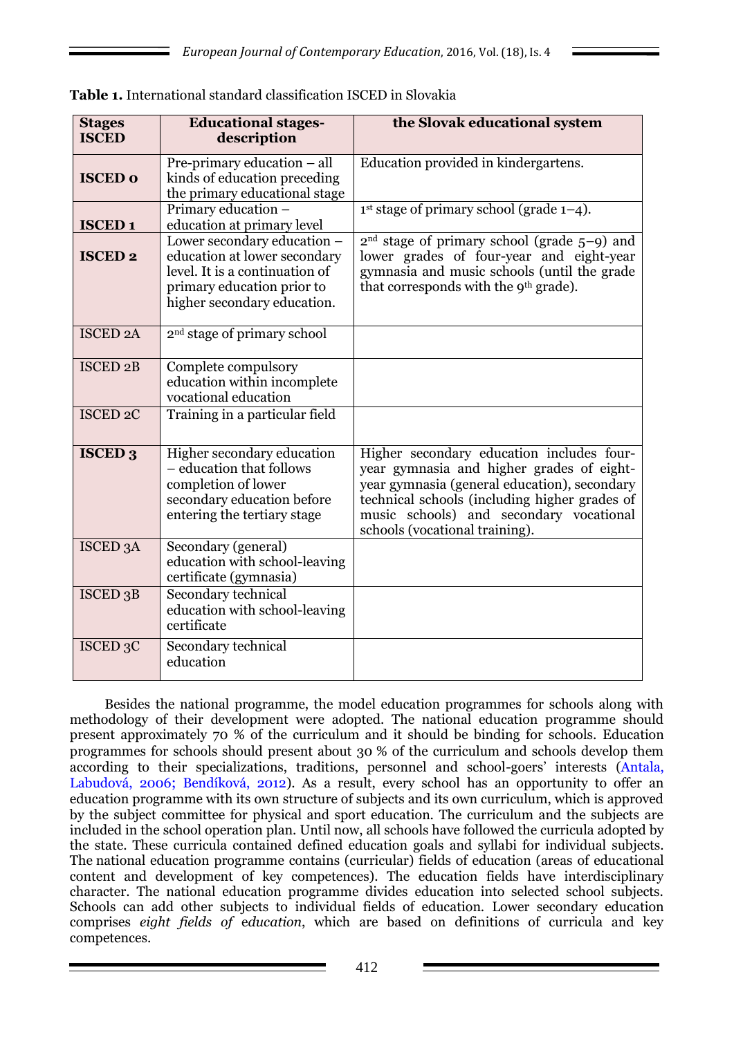**Table 1.** International standard classification ISCED in Slovakia

| Stages ISCED | Educational stages-description | the Slovak educational system |
|---|---|---|
| **ISCED 0** | Pre-primary education – all kinds of education preceding the primary educational stage | Education provided in kindergartens. |
| **ISCED 1** | Primary education – education at primary level | 1st stage of primary school (grade 1–4). |
| **ISCED 2** | Lower secondary education – education at lower secondary level. It is a continuation of primary education prior to higher secondary education. | 2nd stage of primary school (grade 5–9) and lower grades of four-year and eight-year gymnasia and music schools (until the grade that corresponds with the 9th grade). |
| ISCED 2A | 2nd stage of primary school | |
| ISCED 2B | Complete compulsory education within incomplete vocational education | |
| ISCED 2C | Training in a particular field | |
| **ISCED 3** | Higher secondary education – education that follows completion of lower secondary education before entering the tertiary stage | Higher secondary education includes four-year gymnasia and higher grades of eight-year gymnasia (general education), secondary technical schools (including higher grades of music schools) and secondary vocational schools (vocational training). |
| ISCED 3A | Secondary (general) education with school-leaving certificate (gymnasia) | |
| ISCED 3B | Secondary technical education with school-leaving certificate | |
| ISCED 3C | Secondary technical education | |

Besides the national programme, the model education programmes for schools along with methodology of their development were adopted. The national education programme should present approximately 70 % of the curriculum and it should be binding for schools. Education programmes for schools should present about 30 % of the curriculum and schools develop them according to their specializations, traditions, personnel and school-goers' interests (Antala, Labudová, 2006; Bendíková, 2012). As a result, every school has an opportunity to offer an education programme with its own structure of subjects and its own curriculum, which is approved by the subject committee for physical and sport education. The curriculum and the subjects are included in the school operation plan. Until now, all schools have followed the curricula adopted by the state. These curricula contained defined education goals and syllabi for individual subjects. The national education programme contains (curricular) fields of education (areas of educational content and development of key competences). The education fields have interdisciplinary character. The national education programme divides education into selected school subjects. Schools can add other subjects to individual fields of education. Lower secondary education comprises *eight fields of* education, which are based on definitions of curricula and key competences.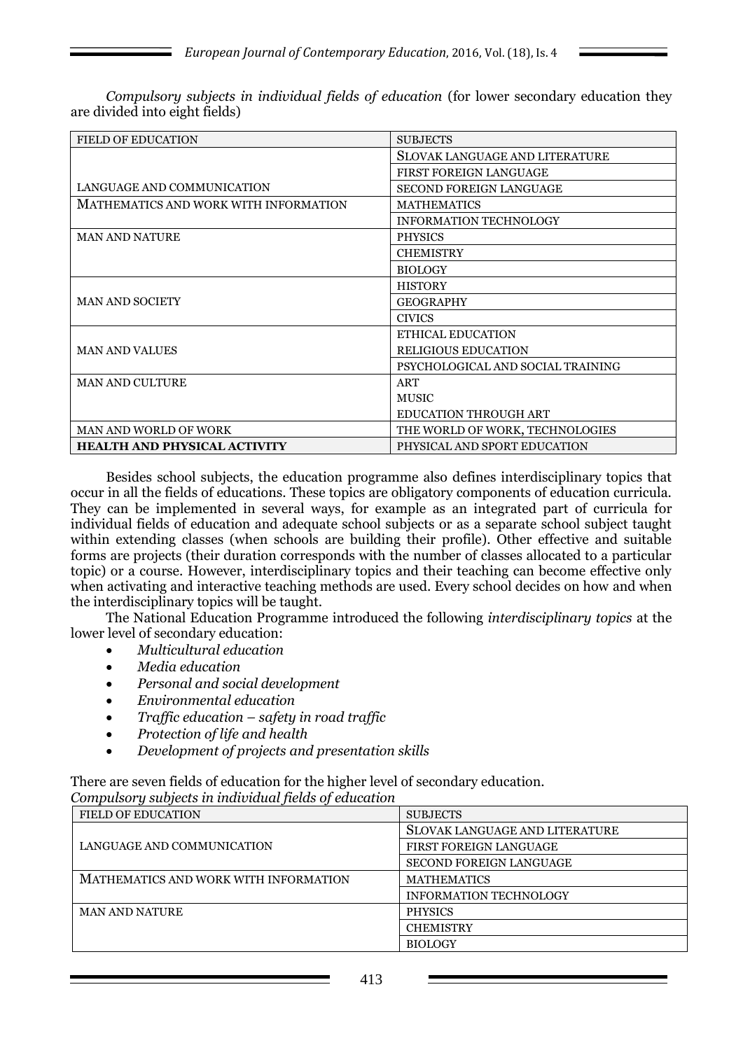*Compulsory subjects in individual fields of education* (for lower secondary education they are divided into eight fields)

| FIELD OF EDUCATION | SUBJECTS |
|---|---|
| LANGUAGE AND COMMUNICATION | SLOVAK LANGUAGE AND LITERATURE |
| | FIRST FOREIGN LANGUAGE |
| | SECOND FOREIGN LANGUAGE |
| MATHEMATICS AND WORK WITH INFORMATION | MATHEMATICS |
| | INFORMATION TECHNOLOGY |
| MAN AND NATURE | PHYSICS |
| | CHEMISTRY |
| | BIOLOGY |
| MAN AND SOCIETY | HISTORY |
| | GEOGRAPHY |
| | CIVICS |
| MAN AND VALUES | ETHICAL EDUCATION |
| | RELIGIOUS EDUCATION |
| | PSYCHOLOGICAL AND SOCIAL TRAINING |
| MAN AND CULTURE | ART<br>MUSIC<br>EDUCATION THROUGH ART |
| MAN AND WORLD OF WORK | THE WORLD OF WORK, TECHNOLOGIES |
| **HEALTH AND PHYSICAL ACTIVITY** | PHYSICAL AND SPORT EDUCATION |

Besides school subjects, the education programme also defines interdisciplinary topics that occur in all the fields of educations. These topics are obligatory components of education curricula. They can be implemented in several ways, for example as an integrated part of curricula for individual fields of education and adequate school subjects or as a separate school subject taught within extending classes (when schools are building their profile). Other effective and suitable forms are projects (their duration corresponds with the number of classes allocated to a particular topic) or a course. However, interdisciplinary topics and their teaching can become effective only when activating and interactive teaching methods are used. Every school decides on how and when the interdisciplinary topics will be taught.

The National Education Programme introduced the following *interdisciplinary topics* at the lower level of secondary education:

- *Multicultural education*
- *Media education*
- *Personal and social development*
- *Environmental education*
- *Traffic education – safety in road traffic*
- *Protection of life and health*
- *Development of projects and presentation skills*

There are seven fields of education for the higher level of secondary education.

*Compulsory subjects in individual fields of education*

| FIELD OF EDUCATION | SUBJECTS |
|---|---|
| LANGUAGE AND COMMUNICATION | SLOVAK LANGUAGE AND LITERATURE |
| | FIRST FOREIGN LANGUAGE |
| | SECOND FOREIGN LANGUAGE |
| MATHEMATICS AND WORK WITH INFORMATION | MATHEMATICS |
| | INFORMATION TECHNOLOGY |
| MAN AND NATURE | PHYSICS |
| | CHEMISTRY |
| | BIOLOGY |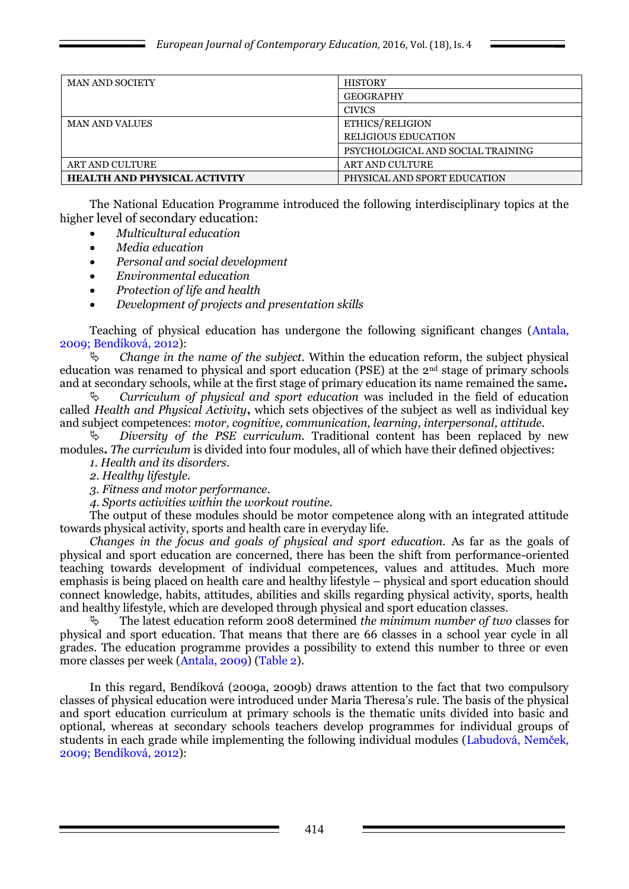| | |
|---|---|
| MAN AND SOCIETY | HISTORY |
| | GEOGRAPHY |
| | CIVICS |
| MAN AND VALUES | ETHICS/RELIGION RELIGIOUS EDUCATION |
| | PSYCHOLOGICAL AND SOCIAL TRAINING |
| ART AND CULTURE | ART AND CULTURE |
| **HEALTH AND PHYSICAL ACTIVITY** | PHYSICAL AND SPORT EDUCATION |

The National Education Programme introduced the following interdisciplinary topics at the higher level of secondary education:

- *Multicultural education*
- *Media education*
- *Personal and social development*
- *Environmental education*
- *Protection of life and health*
- *Development of projects and presentation skills*

Teaching of physical education has undergone the following significant changes (Antala, 2009; Bendíková, 2012):

↳ *Change in the name of the subject*. Within the education reform, the subject physical education was renamed to physical and sport education (PSE) at the 2nd stage of primary schools and at secondary schools, while at the first stage of primary education its name remained the same**.**

↳ *Curriculum of physical and sport education* was included in the field of education called *Health and Physical Activity***,** which sets objectives of the subject as well as individual key and subject competences: *motor, cognitive, communication, learning, interpersonal, attitude.*

↳ *Diversity of the PSE curriculum*. Traditional content has been replaced by new modules**.** *The curriculum* is divided into four modules, all of which have their defined objectives:

*1. Health and its disorders.*
*2. Healthy lifestyle.*
*3. Fitness and motor performance.*
*4. Sports activities within the workout routine.*

The output of these modules should be motor competence along with an integrated attitude towards physical activity, sports and health care in everyday life.

*Changes in the focus and goals of physical and sport education.* As far as the goals of physical and sport education are concerned, there has been the shift from performance-oriented teaching towards development of individual competences, values and attitudes. Much more emphasis is being placed on health care and healthy lifestyle – physical and sport education should connect knowledge, habits, attitudes, abilities and skills regarding physical activity, sports, health and healthy lifestyle, which are developed through physical and sport education classes.

↳ The latest education reform 2008 determined *the minimum number of two* classes for physical and sport education. That means that there are 66 classes in a school year cycle in all grades. The education programme provides a possibility to extend this number to three or even more classes per week (Antala, 2009) (Table 2).

In this regard, Bendíková (2009a, 2009b) draws attention to the fact that two compulsory classes of physical education were introduced under Maria Theresa's rule. The basis of the physical and sport education curriculum at primary schools is the thematic units divided into basic and optional, whereas at secondary schools teachers develop programmes for individual groups of students in each grade while implementing the following individual modules (Labudová, Nemček, 2009; Bendíková, 2012):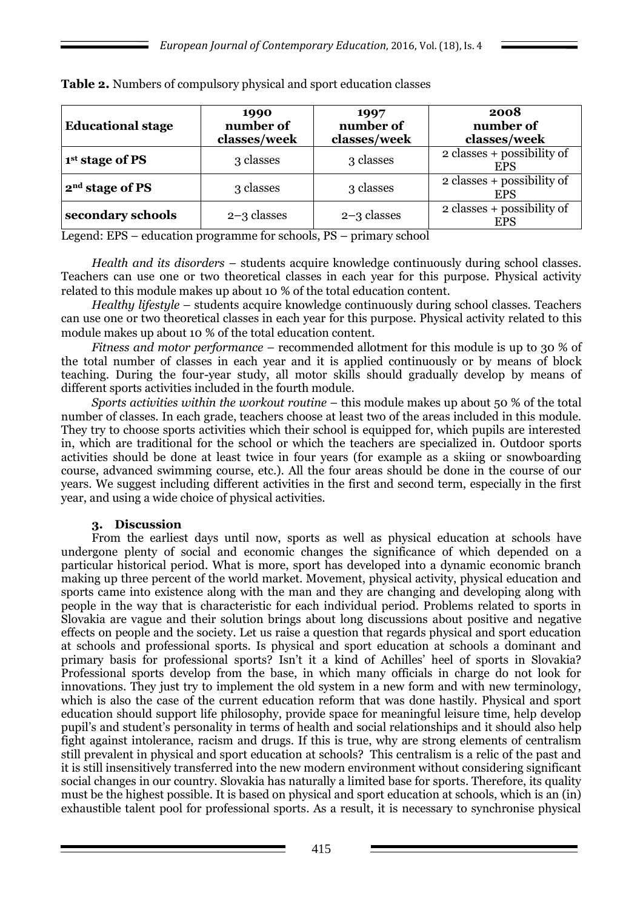**Table 2.** Numbers of compulsory physical and sport education classes

| Educational stage | 1990 number of classes/week | 1997 number of classes/week | 2008 number of classes/week |
|---|---|---|---|
| **1st stage of PS** | 3 classes | 3 classes | 2 classes + possibility of EPS |
| **2nd stage of PS** | 3 classes | 3 classes | 2 classes + possibility of EPS |
| **secondary schools** | 2–3 classes | 2–3 classes | 2 classes + possibility of EPS |

Legend: EPS – education programme for schools, PS – primary school

*Health and its disorders* – students acquire knowledge continuously during school classes. Teachers can use one or two theoretical classes in each year for this purpose. Physical activity related to this module makes up about 10 % of the total education content.

*Healthy lifestyle* – students acquire knowledge continuously during school classes. Teachers can use one or two theoretical classes in each year for this purpose. Physical activity related to this module makes up about 10 % of the total education content.

*Fitness and motor performance* – recommended allotment for this module is up to 30 % of the total number of classes in each year and it is applied continuously or by means of block teaching. During the four-year study, all motor skills should gradually develop by means of different sports activities included in the fourth module.

*Sports activities within the workout routine* – this module makes up about 50 % of the total number of classes. In each grade, teachers choose at least two of the areas included in this module. They try to choose sports activities which their school is equipped for, which pupils are interested in, which are traditional for the school or which the teachers are specialized in. Outdoor sports activities should be done at least twice in four years (for example as a skiing or snowboarding course, advanced swimming course, etc.). All the four areas should be done in the course of our years. We suggest including different activities in the first and second term, especially in the first year, and using a wide choice of physical activities.

## 3. Discussion

From the earliest days until now, sports as well as physical education at schools have undergone plenty of social and economic changes the significance of which depended on a particular historical period. What is more, sport has developed into a dynamic economic branch making up three percent of the world market. Movement, physical activity, physical education and sports came into existence along with the man and they are changing and developing along with people in the way that is characteristic for each individual period. Problems related to sports in Slovakia are vague and their solution brings about long discussions about positive and negative effects on people and the society. Let us raise a question that regards physical and sport education at schools and professional sports. Is physical and sport education at schools a dominant and primary basis for professional sports? Isn't it a kind of Achilles' heel of sports in Slovakia? Professional sports develop from the base, in which many officials in charge do not look for innovations. They just try to implement the old system in a new form and with new terminology, which is also the case of the current education reform that was done hastily. Physical and sport education should support life philosophy, provide space for meaningful leisure time, help develop pupil's and student's personality in terms of health and social relationships and it should also help fight against intolerance, racism and drugs. If this is true, why are strong elements of centralism still prevalent in physical and sport education at schools? This centralism is a relic of the past and it is still insensitively transferred into the new modern environment without considering significant social changes in our country. Slovakia has naturally a limited base for sports. Therefore, its quality must be the highest possible. It is based on physical and sport education at schools, which is an (in) exhaustible talent pool for professional sports. As a result, it is necessary to synchronise physical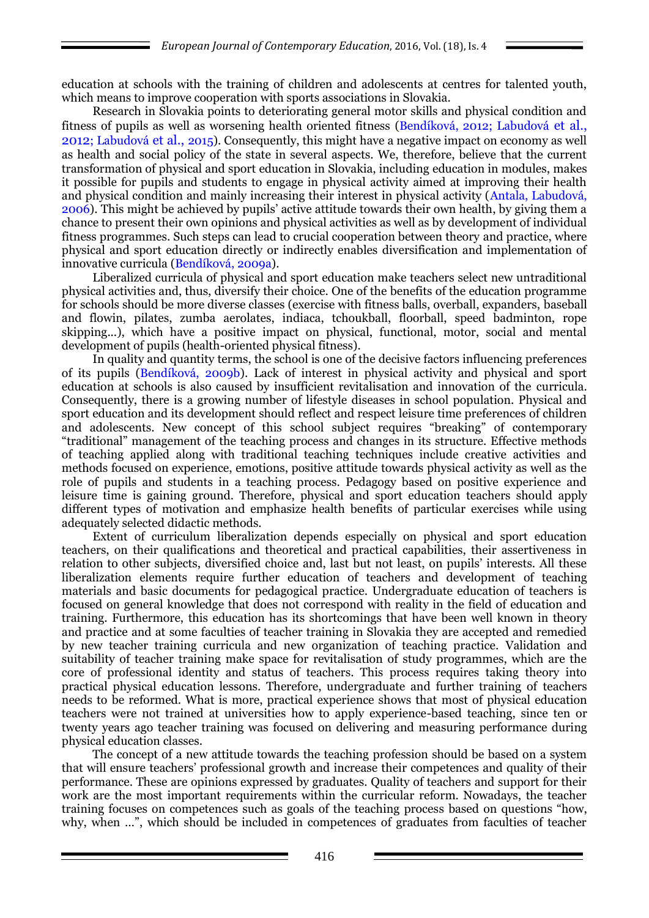education at schools with the training of children and adolescents at centres for talented youth, which means to improve cooperation with sports associations in Slovakia.

Research in Slovakia points to deteriorating general motor skills and physical condition and fitness of pupils as well as worsening health oriented fitness (Bendíková, 2012; Labudová et al., 2012; Labudová et al., 2015). Consequently, this might have a negative impact on economy as well as health and social policy of the state in several aspects. We, therefore, believe that the current transformation of physical and sport education in Slovakia, including education in modules, makes it possible for pupils and students to engage in physical activity aimed at improving their health and physical condition and mainly increasing their interest in physical activity (Antala, Labudová, 2006). This might be achieved by pupils' active attitude towards their own health, by giving them a chance to present their own opinions and physical activities as well as by development of individual fitness programmes. Such steps can lead to crucial cooperation between theory and practice, where physical and sport education directly or indirectly enables diversification and implementation of innovative curricula (Bendíková, 2009a).

Liberalized curricula of physical and sport education make teachers select new untraditional physical activities and, thus, diversify their choice. One of the benefits of the education programme for schools should be more diverse classes (exercise with fitness balls, overball, expanders, baseball and flowin, pilates, zumba aerolates, indiaca, tchoukball, floorball, speed badminton, rope skipping…), which have a positive impact on physical, functional, motor, social and mental development of pupils (health-oriented physical fitness).

In quality and quantity terms, the school is one of the decisive factors influencing preferences of its pupils (Bendíková, 2009b). Lack of interest in physical activity and physical and sport education at schools is also caused by insufficient revitalisation and innovation of the curricula. Consequently, there is a growing number of lifestyle diseases in school population. Physical and sport education and its development should reflect and respect leisure time preferences of children and adolescents. New concept of this school subject requires "breaking" of contemporary "traditional" management of the teaching process and changes in its structure. Effective methods of teaching applied along with traditional teaching techniques include creative activities and methods focused on experience, emotions, positive attitude towards physical activity as well as the role of pupils and students in a teaching process. Pedagogy based on positive experience and leisure time is gaining ground. Therefore, physical and sport education teachers should apply different types of motivation and emphasize health benefits of particular exercises while using adequately selected didactic methods.

Extent of curriculum liberalization depends especially on physical and sport education teachers, on their qualifications and theoretical and practical capabilities, their assertiveness in relation to other subjects, diversified choice and, last but not least, on pupils' interests. All these liberalization elements require further education of teachers and development of teaching materials and basic documents for pedagogical practice. Undergraduate education of teachers is focused on general knowledge that does not correspond with reality in the field of education and training. Furthermore, this education has its shortcomings that have been well known in theory and practice and at some faculties of teacher training in Slovakia they are accepted and remedied by new teacher training curricula and new organization of teaching practice. Validation and suitability of teacher training make space for revitalisation of study programmes, which are the core of professional identity and status of teachers. This process requires taking theory into practical physical education lessons. Therefore, undergraduate and further training of teachers needs to be reformed. What is more, practical experience shows that most of physical education teachers were not trained at universities how to apply experience-based teaching, since ten or twenty years ago teacher training was focused on delivering and measuring performance during physical education classes.

The concept of a new attitude towards the teaching profession should be based on a system that will ensure teachers' professional growth and increase their competences and quality of their performance. These are opinions expressed by graduates. Quality of teachers and support for their work are the most important requirements within the curricular reform. Nowadays, the teacher training focuses on competences such as goals of the teaching process based on questions "how, why, when …", which should be included in competences of graduates from faculties of teacher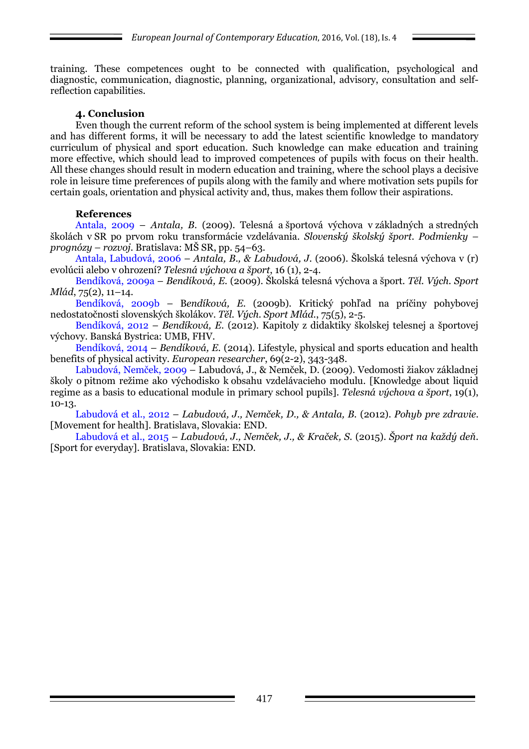training. These competences ought to be connected with qualification, psychological and diagnostic, communication, diagnostic, planning, organizational, advisory, consultation and self-reflection capabilities.

## 4. Conclusion

Even though the current reform of the school system is being implemented at different levels and has different forms, it will be necessary to add the latest scientific knowledge to mandatory curriculum of physical and sport education. Such knowledge can make education and training more effective, which should lead to improved competences of pupils with focus on their health. All these changes should result in modern education and training, where the school plays a decisive role in leisure time preferences of pupils along with the family and where motivation sets pupils for certain goals, orientation and physical activity and, thus, makes them follow their aspirations.

## References

Antala, 2009 – *Antala, B.* (2009). Telesná a športová výchova v základných a stredných školách v SR po prvom roku transformácie vzdelávania. *Slovenský školský šport. Podmienky – prognózy – rozvoj*. Bratislava: MŠ SR, pp. 54–63.

Antala, Labudová, 2006 – *Antala, B., & Labudová, J.* (2006). Školská telesná výchova v (r) evolúcii alebo v ohrození? *Telesná výchova a šport*, 16 (1), 2-4.

Bendíková, 2009a – *Bendíková, E.* (2009). Školská telesná výchova a šport. *Těl. Vých. Sport Mlád*, 75(2), 11–14.

Bendíková, 2009b – B*endíková, E.* (2009b). Kritický pohľad na príčiny pohybovej nedostatočnosti slovenských školákov. *Těl. Vých. Sport Mlád.*, 75(5), 2-5.

Bendíková, 2012 – *Bendíková, E.* (2012). Kapitoly z didaktiky školskej telesnej a športovej výchovy. Banská Bystrica: UMB, FHV.

Bendíková, 2014 – *Bendíková, E.* (2014). Lifestyle, physical and sports education and health benefits of physical activity. *European researcher*, 69(2-2), 343-348.

Labudová, Nemček, 2009 – Labudová, J., & Nemček, D. (2009). Vedomosti žiakov základnej školy o pitnom režime ako východisko k obsahu vzdelávacieho modulu. [Knowledge about liquid regime as a basis to educational module in primary school pupils]. *Telesná výchova a šport*, 19(1), 10-13.

Labudová et al., 2012 – *Labudová, J., Nemček, D., & Antala, B.* (2012). *Pohyb pre zdravie*. [Movement for health]. Bratislava, Slovakia: END.

Labudová et al., 2015 – *Labudová, J., Nemček, J., & Kraček, S.* (2015). *Šport na každý deň*. [Sport for everyday]. Bratislava, Slovakia: END.